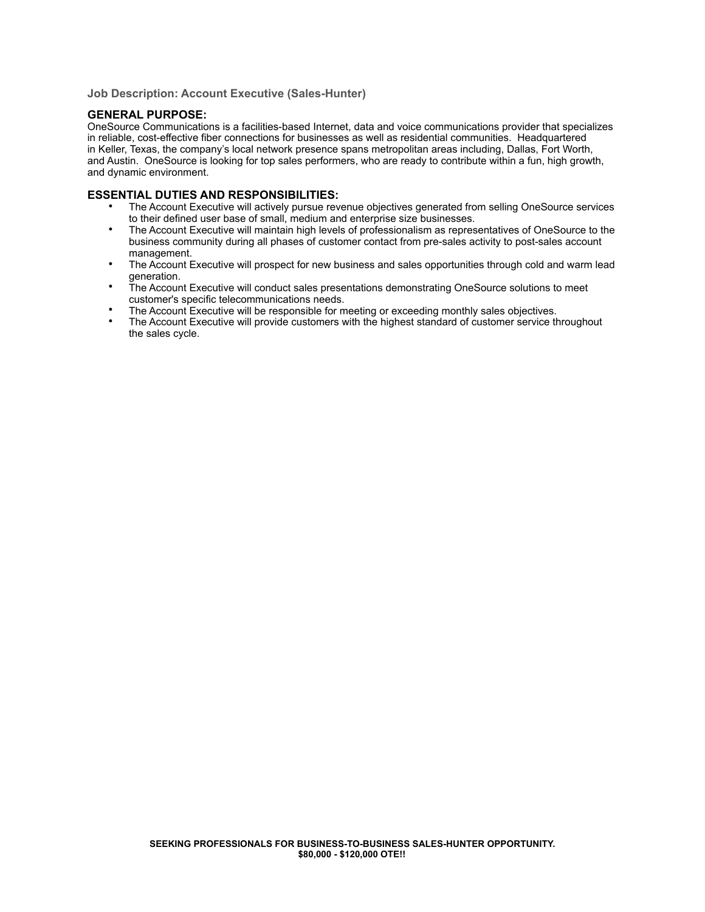### Job Description: Account Executive (Sales-Hunter)

## GENERAL PURPOSE:

OneSource Communications is a facilities-based Internet, data and voice communications provider that specializes in reliable, cost-effective fiber connections for businesses as well as residential communities. Headquartered in Keller, Texas, the company's local network presence spans metropolitan areas including, Dallas, Fort Worth, and Austin. OneSource is looking for top sales performers, who are ready to contribute within a fun, high growth, and dynamic environment.

## ESSENTIAL DUTIES AND RESPONSIBILITIES:

- The Account Executive will actively pursue revenue objectives generated from selling OneSource services to their defined user base of small, medium and enterprise size businesses.
- The Account Executive will maintain high levels of professionalism as representatives of OneSource to the business community during all phases of customer contact from pre-sales activity to post-sales account management.
- The Account Executive will prospect for new business and sales opportunities through cold and warm lead generation.
- The Account Executive will conduct sales presentations demonstrating OneSource solutions to meet customer's specific telecommunications needs.
- The Account Executive will be responsible for meeting or exceeding monthly sales objectives.
- The Account Executive will provide customers with the highest standard of customer service throughout the sales cycle.

**SEEKING PROFESSIONALS FOR BUSINESS-TO-BUSINESS SALES-HUNTER OPPORTUNITY.**
**$80,000 - $120,000 OTE!!**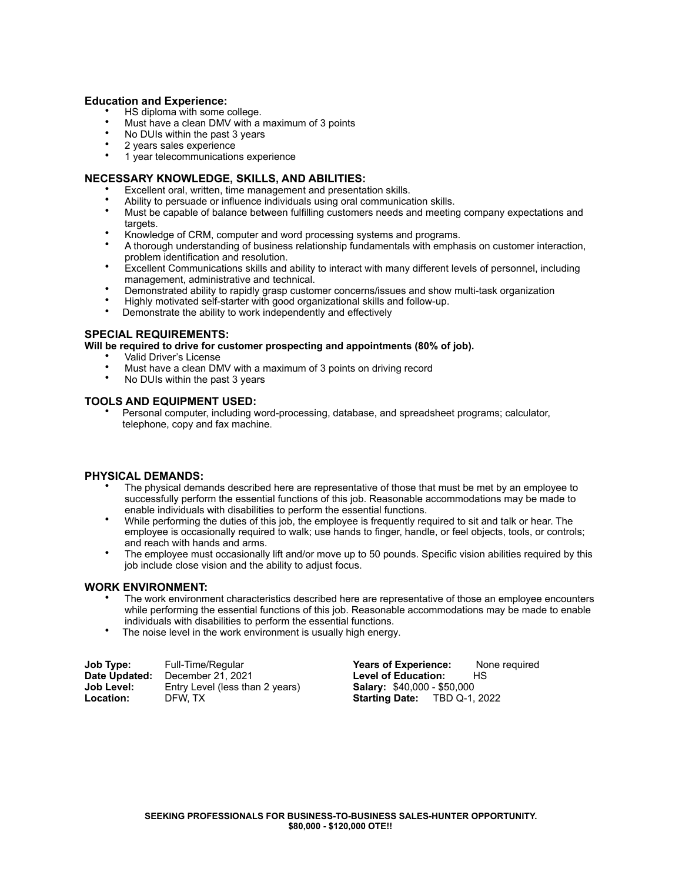**Education and Experience:**

- HS diploma with some college.
- Must have a clean DMV with a maximum of 3 points
- No DUIs within the past 3 years
- 2 years sales experience
- 1 year telecommunications experience

**NECESSARY KNOWLEDGE, SKILLS, AND ABILITIES:**

- Excellent oral, written, time management and presentation skills.
- Ability to persuade or influence individuals using oral communication skills.
- Must be capable of balance between fulfilling customers needs and meeting company expectations and targets.
- Knowledge of CRM, computer and word processing systems and programs.
- A thorough understanding of business relationship fundamentals with emphasis on customer interaction, problem identification and resolution.
- Excellent Communications skills and ability to interact with many different levels of personnel, including management, administrative and technical.
- Demonstrated ability to rapidly grasp customer concerns/issues and show multi-task organization
- Highly motivated self-starter with good organizational skills and follow-up.
- Demonstrate the ability to work independently and effectively

**SPECIAL REQUIREMENTS:**

**Will be required to drive for customer prospecting and appointments (80% of job).**

- Valid Driver's License
- Must have a clean DMV with a maximum of 3 points on driving record
- No DUIs within the past 3 years

**TOOLS AND EQUIPMENT USED:**

- Personal computer, including word-processing, database, and spreadsheet programs; calculator, telephone, copy and fax machine.

**PHYSICAL DEMANDS:**

- The physical demands described here are representative of those that must be met by an employee to successfully perform the essential functions of this job. Reasonable accommodations may be made to enable individuals with disabilities to perform the essential functions.
- While performing the duties of this job, the employee is frequently required to sit and talk or hear. The employee is occasionally required to walk; use hands to finger, handle, or feel objects, tools, or controls; and reach with hands and arms.
- The employee must occasionally lift and/or move up to 50 pounds. Specific vision abilities required by this job include close vision and the ability to adjust focus.

**WORK ENVIRONMENT:**

- The work environment characteristics described here are representative of those an employee encounters while performing the essential functions of this job. Reasonable accommodations may be made to enable individuals with disabilities to perform the essential functions.
- The noise level in the work environment is usually high energy.

| | | | |
|---|---|---|---|
| **Job Type:** | Full-Time/Regular | **Years of Experience:** | None required |
| **Date Updated:** | December 21, 2021 | **Level of Education:** | HS |
| **Job Level:** | Entry Level (less than 2 years) | **Salary:** | $40,000 - $50,000 |
| **Location:** | DFW, TX | **Starting Date:** | TBD Q-1, 2022 |

**SEEKING PROFESSIONALS FOR BUSINESS-TO-BUSINESS SALES-HUNTER OPPORTUNITY.**
**$80,000 - $120,000 OTE!!**